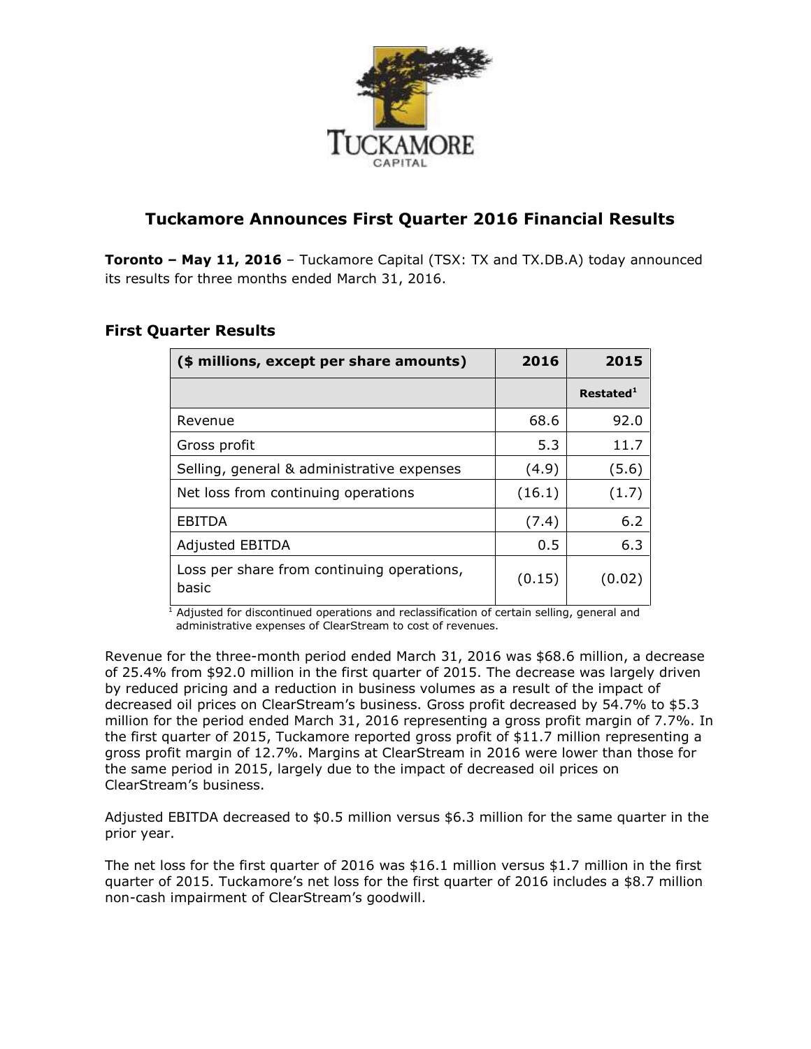# Tuckamore Announces First Quarter 2016 Financial Results

**Toronto – May 11, 2016** – Tuckamore Capital (TSX: TX and TX.DB.A) today announced its results for three months ended March 31, 2016.

## First Quarter Results

| ($ millions, except per share amounts) | 2016 | 2015 |
|---|---|---|
| | | Restated[1] |
| Revenue | 68.6 | 92.0 |
| Gross profit | 5.3 | 11.7 |
| Selling, general & administrative expenses | (4.9) | (5.6) |
| Net loss from continuing operations | (16.1) | (1.7) |
| EBITDA | (7.4) | 6.2 |
| Adjusted EBITDA | 0.5 | 6.3 |
| Loss per share from continuing operations, basic | (0.15) | (0.02) |

[1] Adjusted for discontinued operations and reclassification of certain selling, general and administrative expenses of ClearStream to cost of revenues.

Revenue for the three-month period ended March 31, 2016 was $68.6 million, a decrease of 25.4% from $92.0 million in the first quarter of 2015. The decrease was largely driven by reduced pricing and a reduction in business volumes as a result of the impact of decreased oil prices on ClearStream's business. Gross profit decreased by 54.7% to $5.3 million for the period ended March 31, 2016 representing a gross profit margin of 7.7%. In the first quarter of 2015, Tuckamore reported gross profit of $11.7 million representing a gross profit margin of 12.7%. Margins at ClearStream in 2016 were lower than those for the same period in 2015, largely due to the impact of decreased oil prices on ClearStream's business.

Adjusted EBITDA decreased to $0.5 million versus $6.3 million for the same quarter in the prior year.

The net loss for the first quarter of 2016 was $16.1 million versus $1.7 million in the first quarter of 2015. Tuckamore's net loss for the first quarter of 2016 includes a $8.7 million non-cash impairment of ClearStream's goodwill.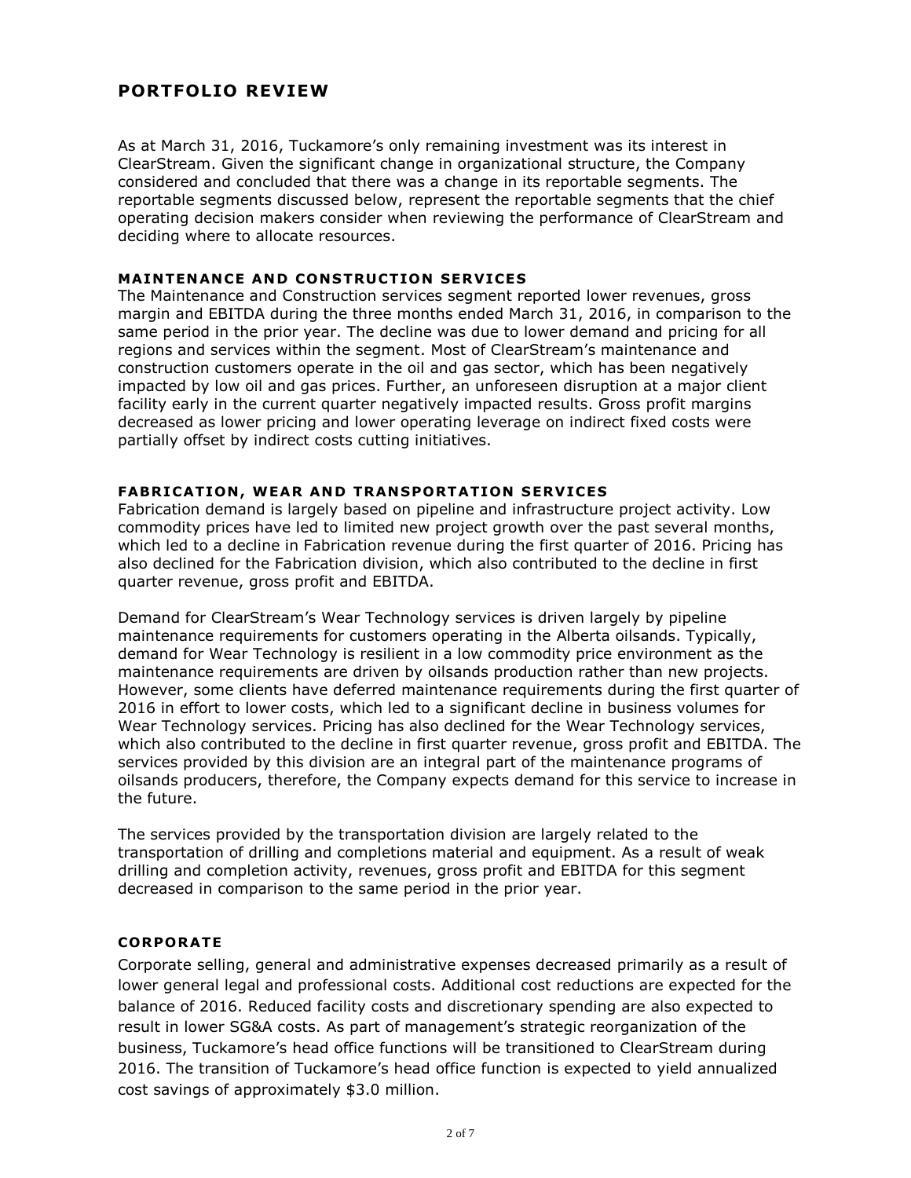# PORTFOLIO REVIEW

As at March 31, 2016, Tuckamore's only remaining investment was its interest in ClearStream. Given the significant change in organizational structure, the Company considered and concluded that there was a change in its reportable segments. The reportable segments discussed below, represent the reportable segments that the chief operating decision makers consider when reviewing the performance of ClearStream and deciding where to allocate resources.

### MAINTENANCE AND CONSTRUCTION SERVICES

The Maintenance and Construction services segment reported lower revenues, gross margin and EBITDA during the three months ended March 31, 2016, in comparison to the same period in the prior year. The decline was due to lower demand and pricing for all regions and services within the segment. Most of ClearStream's maintenance and construction customers operate in the oil and gas sector, which has been negatively impacted by low oil and gas prices. Further, an unforeseen disruption at a major client facility early in the current quarter negatively impacted results. Gross profit margins decreased as lower pricing and lower operating leverage on indirect fixed costs were partially offset by indirect costs cutting initiatives.

### FABRICATION, WEAR AND TRANSPORTATION SERVICES

Fabrication demand is largely based on pipeline and infrastructure project activity. Low commodity prices have led to limited new project growth over the past several months, which led to a decline in Fabrication revenue during the first quarter of 2016. Pricing has also declined for the Fabrication division, which also contributed to the decline in first quarter revenue, gross profit and EBITDA.

Demand for ClearStream's Wear Technology services is driven largely by pipeline maintenance requirements for customers operating in the Alberta oilsands. Typically, demand for Wear Technology is resilient in a low commodity price environment as the maintenance requirements are driven by oilsands production rather than new projects. However, some clients have deferred maintenance requirements during the first quarter of 2016 in effort to lower costs, which led to a significant decline in business volumes for Wear Technology services. Pricing has also declined for the Wear Technology services, which also contributed to the decline in first quarter revenue, gross profit and EBITDA. The services provided by this division are an integral part of the maintenance programs of oilsands producers, therefore, the Company expects demand for this service to increase in the future.

The services provided by the transportation division are largely related to the transportation of drilling and completions material and equipment. As a result of weak drilling and completion activity, revenues, gross profit and EBITDA for this segment decreased in comparison to the same period in the prior year.

### CORPORATE

Corporate selling, general and administrative expenses decreased primarily as a result of lower general legal and professional costs. Additional cost reductions are expected for the balance of 2016. Reduced facility costs and discretionary spending are also expected to result in lower SG&A costs. As part of management's strategic reorganization of the business, Tuckamore's head office functions will be transitioned to ClearStream during 2016. The transition of Tuckamore's head office function is expected to yield annualized cost savings of approximately $3.0 million.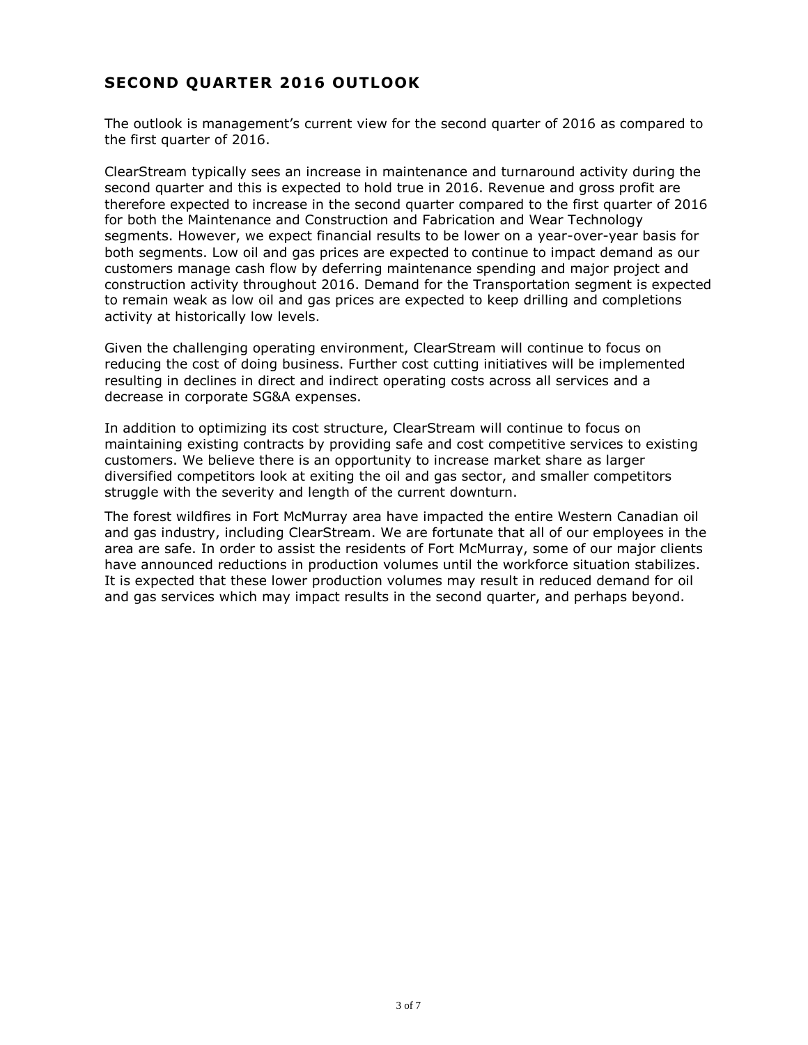## SECOND QUARTER 2016 OUTLOOK

The outlook is management's current view for the second quarter of 2016 as compared to the first quarter of 2016.

ClearStream typically sees an increase in maintenance and turnaround activity during the second quarter and this is expected to hold true in 2016. Revenue and gross profit are therefore expected to increase in the second quarter compared to the first quarter of 2016 for both the Maintenance and Construction and Fabrication and Wear Technology segments. However, we expect financial results to be lower on a year-over-year basis for both segments. Low oil and gas prices are expected to continue to impact demand as our customers manage cash flow by deferring maintenance spending and major project and construction activity throughout 2016. Demand for the Transportation segment is expected to remain weak as low oil and gas prices are expected to keep drilling and completions activity at historically low levels.

Given the challenging operating environment, ClearStream will continue to focus on reducing the cost of doing business. Further cost cutting initiatives will be implemented resulting in declines in direct and indirect operating costs across all services and a decrease in corporate SG&A expenses.

In addition to optimizing its cost structure, ClearStream will continue to focus on maintaining existing contracts by providing safe and cost competitive services to existing customers. We believe there is an opportunity to increase market share as larger diversified competitors look at exiting the oil and gas sector, and smaller competitors struggle with the severity and length of the current downturn.

The forest wildfires in Fort McMurray area have impacted the entire Western Canadian oil and gas industry, including ClearStream. We are fortunate that all of our employees in the area are safe. In order to assist the residents of Fort McMurray, some of our major clients have announced reductions in production volumes until the workforce situation stabilizes. It is expected that these lower production volumes may result in reduced demand for oil and gas services which may impact results in the second quarter, and perhaps beyond.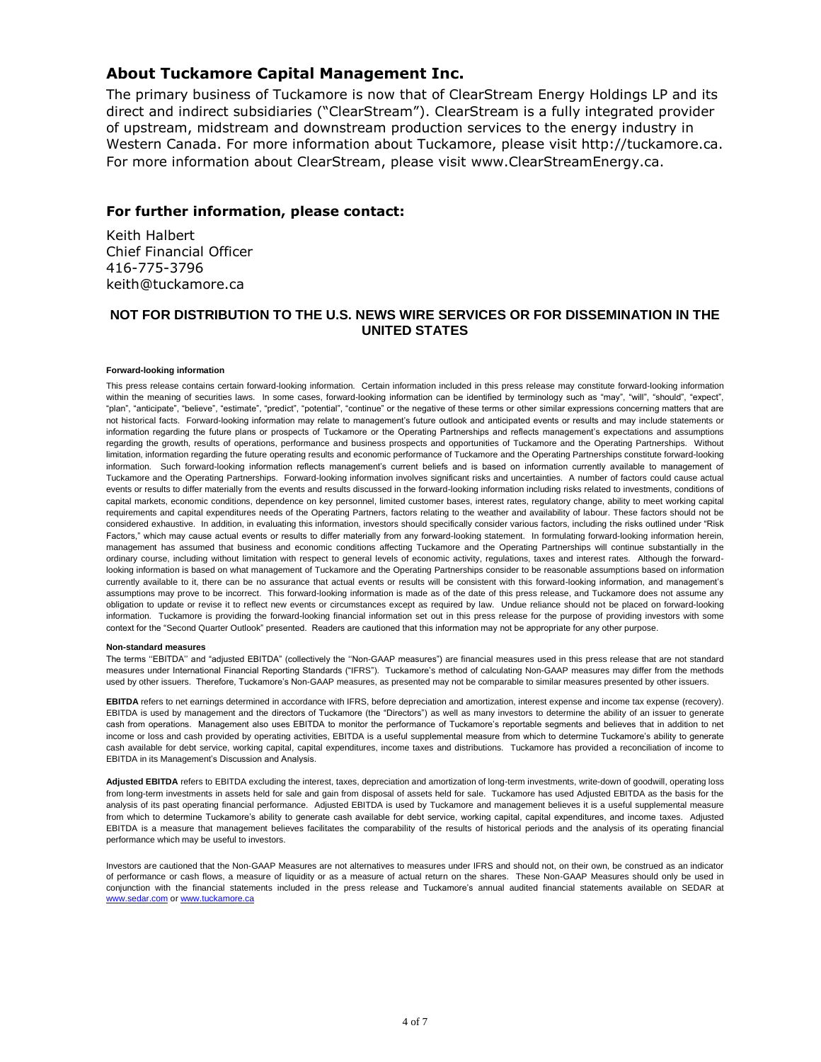## About Tuckamore Capital Management Inc.

The primary business of Tuckamore is now that of ClearStream Energy Holdings LP and its direct and indirect subsidiaries ("ClearStream"). ClearStream is a fully integrated provider of upstream, midstream and downstream production services to the energy industry in Western Canada. For more information about Tuckamore, please visit http://tuckamore.ca. For more information about ClearStream, please visit www.ClearStreamEnergy.ca.

## For further information, please contact:

Keith Halbert
Chief Financial Officer
416-775-3796
keith@tuckamore.ca

**NOT FOR DISTRIBUTION TO THE U.S. NEWS WIRE SERVICES OR FOR DISSEMINATION IN THE UNITED STATES**

#### Forward-looking information

This press release contains certain forward-looking information. Certain information included in this press release may constitute forward-looking information within the meaning of securities laws. In some cases, forward-looking information can be identified by terminology such as "may", "will", "should", "expect", "plan", "anticipate", "believe", "estimate", "predict", "potential", "continue" or the negative of these terms or other similar expressions concerning matters that are not historical facts. Forward-looking information may relate to management's future outlook and anticipated events or results and may include statements or information regarding the future plans or prospects of Tuckamore or the Operating Partnerships and reflects management's expectations and assumptions regarding the growth, results of operations, performance and business prospects and opportunities of Tuckamore and the Operating Partnerships. Without limitation, information regarding the future operating results and economic performance of Tuckamore and the Operating Partnerships constitute forward-looking information. Such forward-looking information reflects management's current beliefs and is based on information currently available to management of Tuckamore and the Operating Partnerships. Forward-looking information involves significant risks and uncertainties. A number of factors could cause actual events or results to differ materially from the events and results discussed in the forward-looking information including risks related to investments, conditions of capital markets, economic conditions, dependence on key personnel, limited customer bases, interest rates, regulatory change, ability to meet working capital requirements and capital expenditures needs of the Operating Partners, factors relating to the weather and availability of labour. These factors should not be considered exhaustive. In addition, in evaluating this information, investors should specifically consider various factors, including the risks outlined under "Risk Factors," which may cause actual events or results to differ materially from any forward-looking statement. In formulating forward-looking information herein, management has assumed that business and economic conditions affecting Tuckamore and the Operating Partnerships will continue substantially in the ordinary course, including without limitation with respect to general levels of economic activity, regulations, taxes and interest rates. Although the forward-looking information is based on what management of Tuckamore and the Operating Partnerships consider to be reasonable assumptions based on information currently available to it, there can be no assurance that actual events or results will be consistent with this forward-looking information, and management's assumptions may prove to be incorrect. This forward-looking information is made as of the date of this press release, and Tuckamore does not assume any obligation to update or revise it to reflect new events or circumstances except as required by law. Undue reliance should not be placed on forward-looking information. Tuckamore is providing the forward-looking financial information set out in this press release for the purpose of providing investors with some context for the "Second Quarter Outlook" presented. Readers are cautioned that this information may not be appropriate for any other purpose.

#### Non-standard measures

The terms "EBITDA" and "adjusted EBITDA" (collectively the "Non-GAAP measures") are financial measures used in this press release that are not standard measures under International Financial Reporting Standards ("IFRS"). Tuckamore's method of calculating Non-GAAP measures may differ from the methods used by other issuers. Therefore, Tuckamore's Non-GAAP measures, as presented may not be comparable to similar measures presented by other issuers.

**EBITDA** refers to net earnings determined in accordance with IFRS, before depreciation and amortization, interest expense and income tax expense (recovery). EBITDA is used by management and the directors of Tuckamore (the "Directors") as well as many investors to determine the ability of an issuer to generate cash from operations. Management also uses EBITDA to monitor the performance of Tuckamore's reportable segments and believes that in addition to net income or loss and cash provided by operating activities, EBITDA is a useful supplemental measure from which to determine Tuckamore's ability to generate cash available for debt service, working capital, capital expenditures, income taxes and distributions. Tuckamore has provided a reconciliation of income to EBITDA in its Management's Discussion and Analysis.

**Adjusted EBITDA** refers to EBITDA excluding the interest, taxes, depreciation and amortization of long-term investments, write-down of goodwill, operating loss from long-term investments in assets held for sale and gain from disposal of assets held for sale. Tuckamore has used Adjusted EBITDA as the basis for the analysis of its past operating financial performance. Adjusted EBITDA is used by Tuckamore and management believes it is a useful supplemental measure from which to determine Tuckamore's ability to generate cash available for debt service, working capital, capital expenditures, and income taxes. Adjusted EBITDA is a measure that management believes facilitates the comparability of the results of historical periods and the analysis of its operating financial performance which may be useful to investors.

Investors are cautioned that the Non-GAAP Measures are not alternatives to measures under IFRS and should not, on their own, be construed as an indicator of performance or cash flows, a measure of liquidity or as a measure of actual return on the shares. These Non-GAAP Measures should only be used in conjunction with the financial statements included in the press release and Tuckamore's annual audited financial statements available on SEDAR at www.sedar.com or www.tuckamore.ca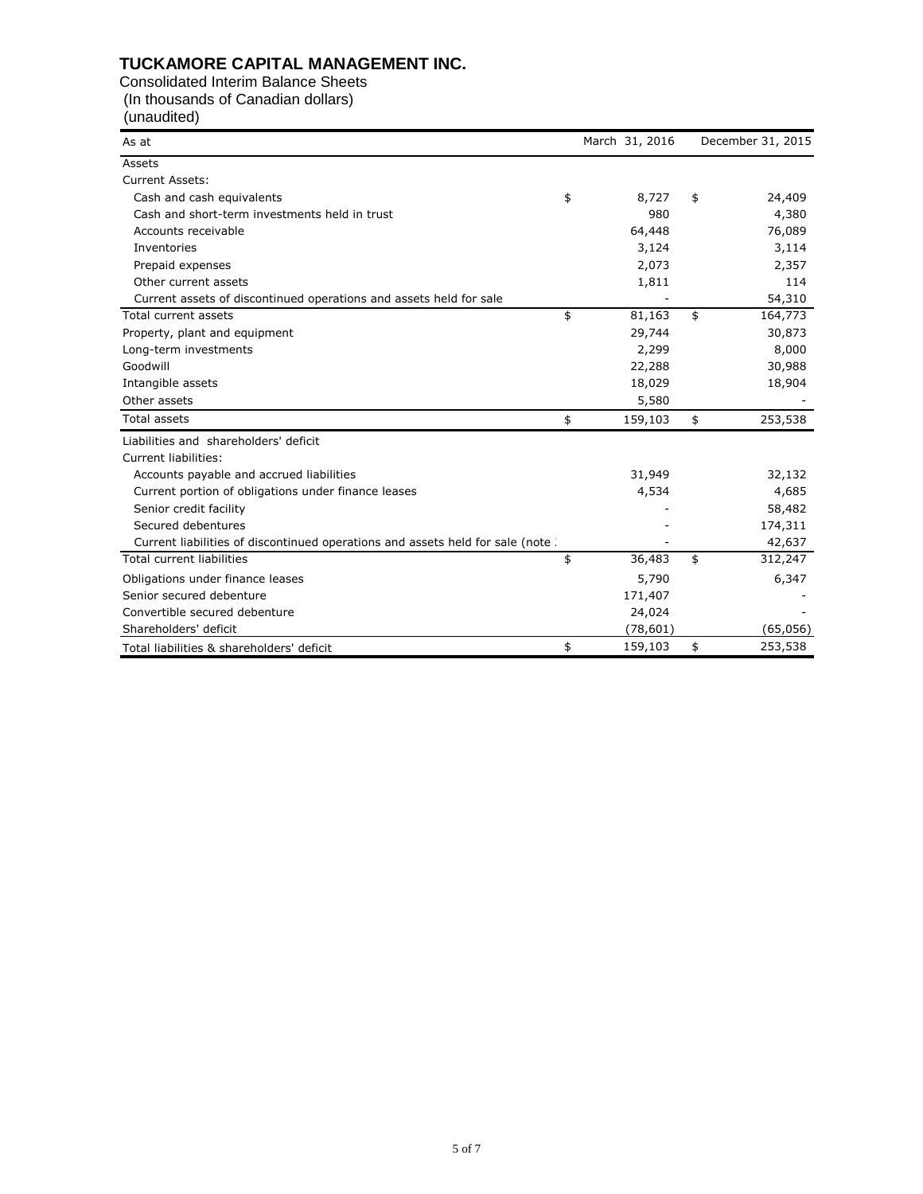# TUCKAMORE CAPITAL MANAGEMENT INC.

Consolidated Interim Balance Sheets
(In thousands of Canadian dollars)
(unaudited)

| As at | March 31, 2016 | December 31, 2015 |
|---|---|---|
| Assets | | |
| Current Assets: | | |
| Cash and cash equivalents | $ 8,727 | $ 24,409 |
| Cash and short-term investments held in trust | 980 | 4,380 |
| Accounts receivable | 64,448 | 76,089 |
| Inventories | 3,124 | 3,114 |
| Prepaid expenses | 2,073 | 2,357 |
| Other current assets | 1,811 | 114 |
| Current assets of discontinued operations and assets held for sale | - | 54,310 |
| Total current assets | $ 81,163 | $ 164,773 |
| Property, plant and equipment | 29,744 | 30,873 |
| Long-term investments | 2,299 | 8,000 |
| Goodwill | 22,288 | 30,988 |
| Intangible assets | 18,029 | 18,904 |
| Other assets | 5,580 | - |
| Total assets | $ 159,103 | $ 253,538 |
| Liabilities and shareholders' deficit | | |
| Current liabilities: | | |
| Accounts payable and accrued liabilities | 31,949 | 32,132 |
| Current portion of obligations under finance leases | 4,534 | 4,685 |
| Senior credit facility | - | 58,482 |
| Secured debentures | - | 174,311 |
| Current liabilities of discontinued operations and assets held for sale (note | - | 42,637 |
| Total current liabilities | $ 36,483 | $ 312,247 |
| Obligations under finance leases | 5,790 | 6,347 |
| Senior secured debenture | 171,407 | - |
| Convertible secured debenture | 24,024 | - |
| Shareholders' deficit | (78,601) | (65,056) |
| Total liabilities & shareholders' deficit | $ 159,103 | $ 253,538 |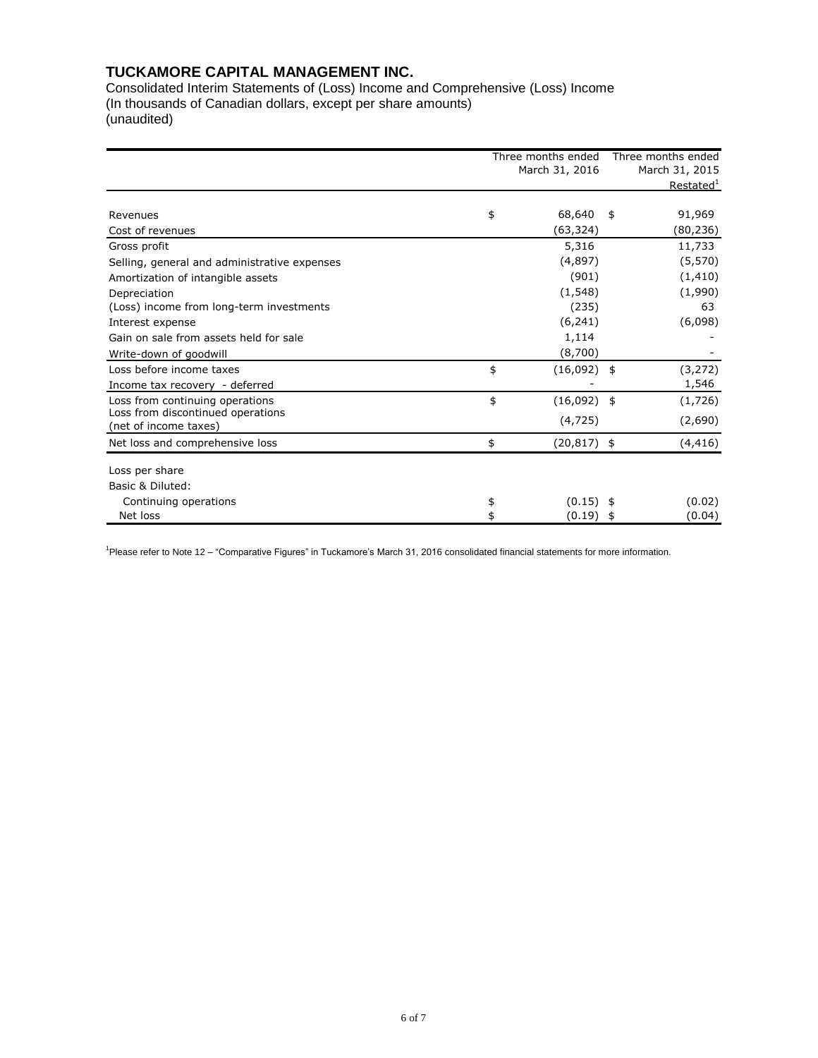# TUCKAMORE CAPITAL MANAGEMENT INC.

Consolidated Interim Statements of (Loss) Income and Comprehensive (Loss) Income
(In thousands of Canadian dollars, except per share amounts)
(unaudited)

| | Three months ended March 31, 2016 | Three months ended March 31, 2015 Restated[1] |
|---|---|---|
| Revenues | $ 68,640 | $ 91,969 |
| Cost of revenues | (63,324) | (80,236) |
| Gross profit | 5,316 | 11,733 |
| Selling, general and administrative expenses | (4,897) | (5,570) |
| Amortization of intangible assets | (901) | (1,410) |
| Depreciation | (1,548) | (1,990) |
| (Loss) income from long-term investments | (235) | 63 |
| Interest expense | (6,241) | (6,098) |
| Gain on sale from assets held for sale | 1,114 | - |
| Write-down of goodwill | (8,700) | - |
| Loss before income taxes | $ (16,092) | $ (3,272) |
| Income tax recovery - deferred | - | 1,546 |
| Loss from continuing operations | $ (16,092) | $ (1,726) |
| Loss from discontinued operations (net of income taxes) | (4,725) | (2,690) |
| Net loss and comprehensive loss | $ (20,817) | $ (4,416) |
| Loss per share | | |
| Basic & Diluted: | | |
| Continuing operations | $ (0.15) | $ (0.02) |
| Net loss | $ (0.19) | $ (0.04) |

[1]Please refer to Note 12 – "Comparative Figures" in Tuckamore's March 31, 2016 consolidated financial statements for more information.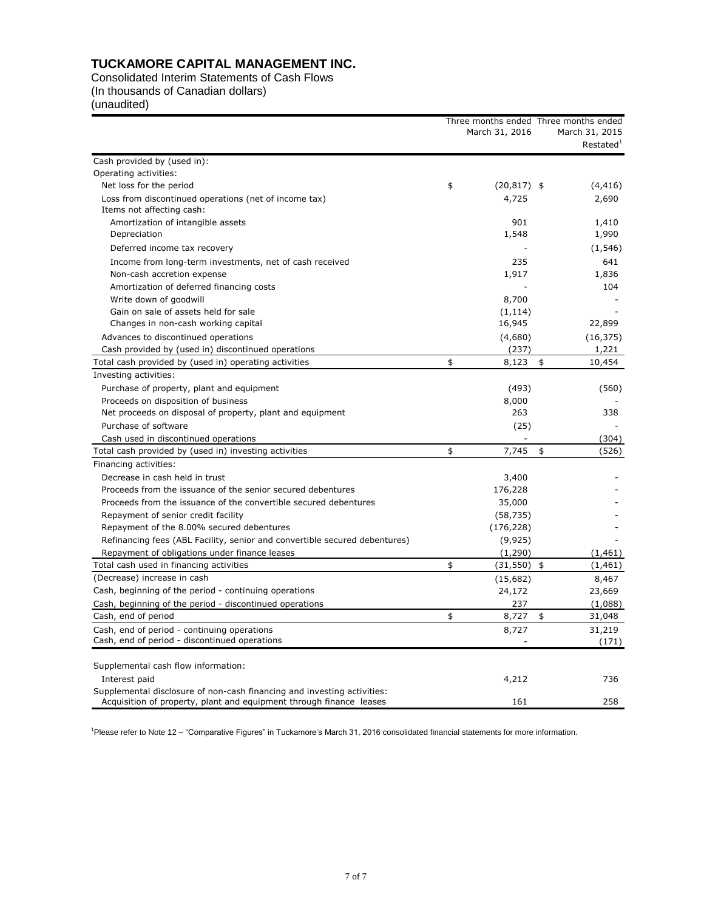# TUCKAMORE CAPITAL MANAGEMENT INC.

Consolidated Interim Statements of Cash Flows
(In thousands of Canadian dollars)
(unaudited)

| | Three months ended March 31, 2016 | Three months ended March 31, 2015 Restated[1] |
|---|---|---|
| Cash provided by (used in): | | |
| Operating activities: | | |
| Net loss for the period | $ (20,817) | $ (4,416) |
| Loss from discontinued operations (net of income tax) | 4,725 | 2,690 |
| Items not affecting cash: | | |
| Amortization of intangible assets | 901 | 1,410 |
| Depreciation | 1,548 | 1,990 |
| Deferred income tax recovery | - | (1,546) |
| Income from long-term investments, net of cash received | 235 | 641 |
| Non-cash accretion expense | 1,917 | 1,836 |
| Amortization of deferred financing costs | - | 104 |
| Write down of goodwill | 8,700 | - |
| Gain on sale of assets held for sale | (1,114) | - |
| Changes in non-cash working capital | 16,945 | 22,899 |
| Advances to discontinued operations | (4,680) | (16,375) |
| Cash provided by (used in) discontinued operations | (237) | 1,221 |
| Total cash provided by (used in) operating activities | $ 8,123 | $ 10,454 |
| Investing activities: | | |
| Purchase of property, plant and equipment | (493) | (560) |
| Proceeds on disposition of business | 8,000 | - |
| Net proceeds on disposal of property, plant and equipment | 263 | 338 |
| Purchase of software | (25) | - |
| Cash used in discontinued operations | - | (304) |
| Total cash provided by (used in) investing activities | $ 7,745 | $ (526) |
| Financing activities: | | |
| Decrease in cash held in trust | 3,400 | - |
| Proceeds from the issuance of the senior secured debentures | 176,228 | - |
| Proceeds from the issuance of the convertible secured debentures | 35,000 | - |
| Repayment of senior credit facility | (58,735) | - |
| Repayment of the 8.00% secured debentures | (176,228) | - |
| Refinancing fees (ABL Facility, senior and convertible secured debentures) | (9,925) | - |
| Repayment of obligations under finance leases | (1,290) | (1,461) |
| Total cash used in financing activities | $ (31,550) | $ (1,461) |
| (Decrease) increase in cash | (15,682) | 8,467 |
| Cash, beginning of the period - continuing operations | 24,172 | 23,669 |
| Cash, beginning of the period - discontinued operations | 237 | (1,088) |
| Cash, end of period | $ 8,727 | $ 31,048 |
| Cash, end of period - continuing operations | 8,727 | 31,219 |
| Cash, end of period - discontinued operations | - | (171) |
| Supplemental cash flow information: | | |
| Interest paid | 4,212 | 736 |
| Supplemental disclosure of non-cash financing and investing activities: | | |
| Acquisition of property, plant and equipment through finance leases | 161 | 258 |

[1]Please refer to Note 12 – "Comparative Figures" in Tuckamore's March 31, 2016 consolidated financial statements for more information.